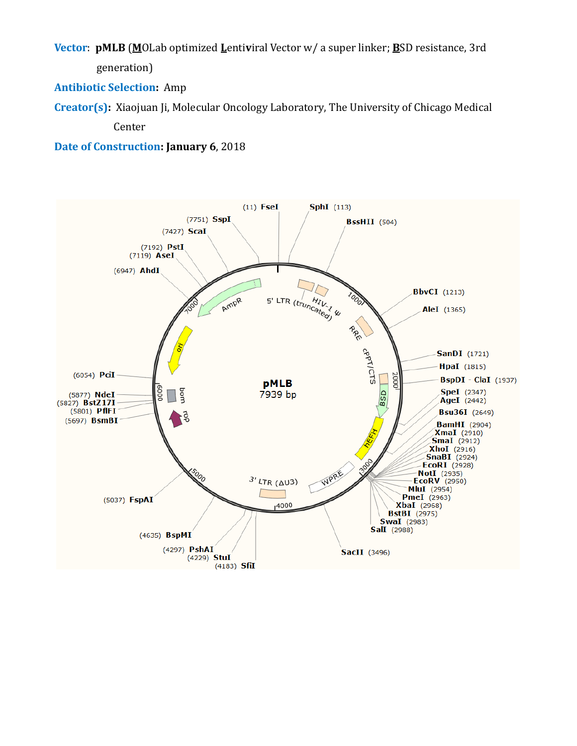**Vector**: **pMLB** (**M**OLab optimized **L**entiviral Vector w/ a super linker; **B**SD resistance, 3rd generation)

**Antibiotic Selection**: Amp

**Creator(s)**: Xiaojuan Ji, Molecular Oncology Laboratory, The University of Chicago Medical Center

**Date of Construction**: **January 6**, 2018

pMLB
7939 bp

(11) FseI
SphI (113)
BssHII (504)
BbvCI (1213)
AleI (1365)
SanDI (1721)
HpaI (1815)
BspDI - ClaI (1937)
SpeI (2347)
AgeI (2442)
Bsu36I (2649)
BamHI (2904)
XmaI (2910)
SmaI (2912)
XhoI (2916)
SnaBI (2924)
EcoRI (2928)
NotI (2935)
EcoRV (2950)
MluI (2954)
PmeI (2963)
XbaI (2968)
BstBI (2975)
SwaI (2983)
SalI (2988)
SacII (3496)
(4183) SfiI
(4229) StuI
(4297) PshAI
(4635) BspMI
(5037) FspAI
(5697) BsmBI
(5801) PflFI
(5827) BstZ17I
(5877) NdeI
(6054) PciI
(6947) AhdI
(7119) AseI
(7192) PstI
(7427) ScaI
(7751) SspI

5' LTR (truncated)
HIV-1 ψ
RRE
cPPT/CTS
BSD
hEFH
WPRE
3' LTR (ΔU3)
rop
bom
ori
AmpR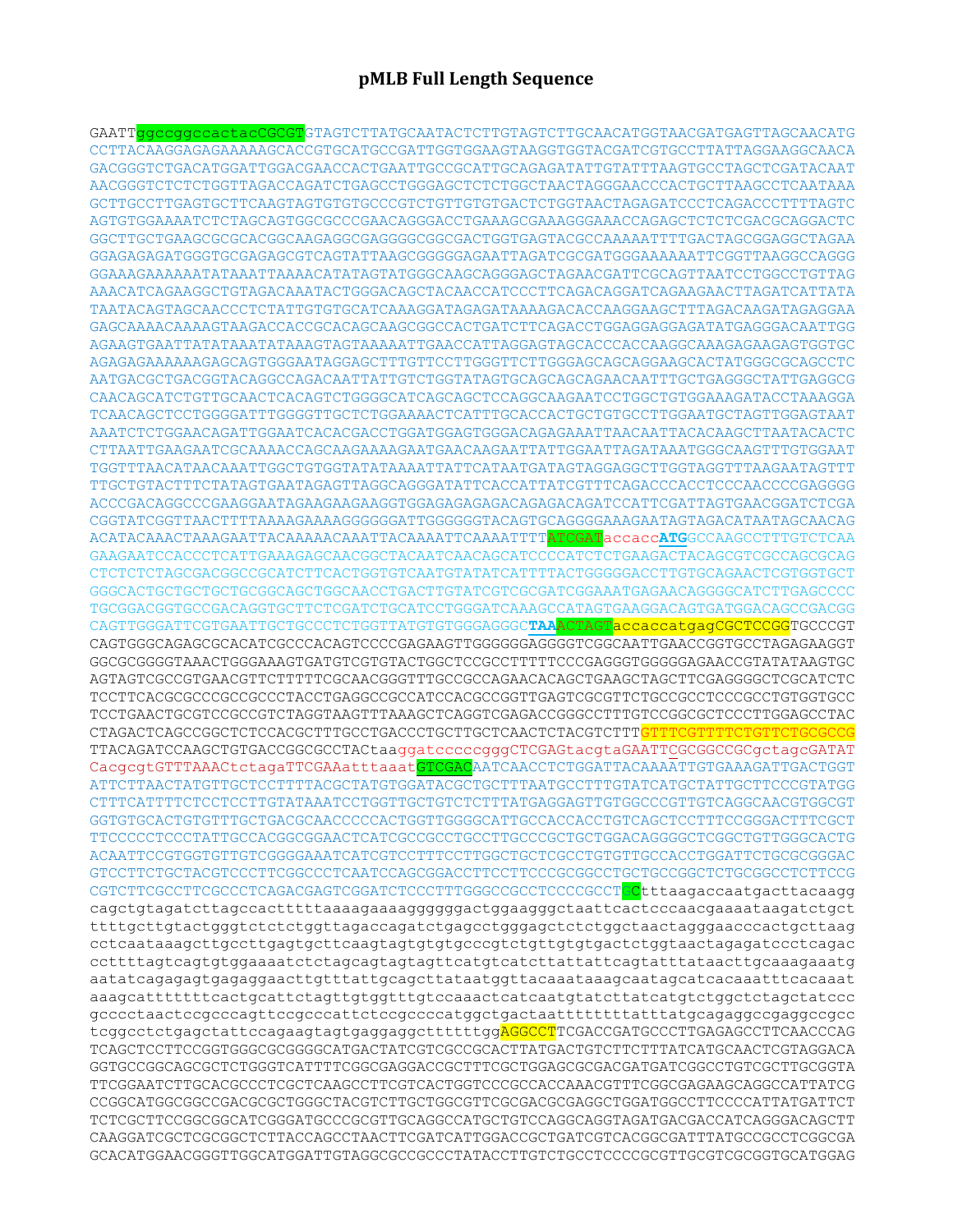# pMLB Full Length Sequence

```
GAATTggccggccactacCGCGTGTAGTCTTATGCAATACTCTTGTAGTCTTGCAACATGGTAACGATGAGTTAGCAACATG
CCTTACAAGGAGAGAAAAAGCACCGTGCATGCCGATTGGTGGAAGTAAGGTGGTACGATCGTGCCTTATTAGGAAGGCAACA
GACGGGTCTGACATGGATTGGACGAACCACTGAATTGCCGCATTGCAGAGATATTGTATTTAAGTGCCTAGCTCGATACAAT
AACGGGTCTCTCTGGTTAGACCAGATCTGAGCCTGGGAGCTCTCTGGCTAACTAGGGAACCCACTGCTTAAGCCTCAATAAA
GCTTGCCTTGAGTGCTTCAAGTAGTGTGTGCCCGTCTGTTGTGTGACTCTGGTAACTAGAGATCCCTCAGACCCTTTTAGTC
AGTGTGGAAAATCTCTAGCAGTGGCGCCCGAACAGGGACCTGAAAGCGAAAGGGAAACCAGAGCTCTCTCGACGCAGGACTC
GGCTTGCTGAAGCGCGCACGGCAAGAGGCGAGGGGCGGCGACTGGTGAGTACGCCAAAAATTTTGACTAGCGGAGGCTAGAA
GGAGAGAGATGGGTGCGAGAGCGTCAGTATTAAGCGGGGGAGAATTAGATCGCGATGGGAAAAAATTCGGTTAAGGCCAGGG
GGAAAGAAAAAATATAAATTAAAACATATAGTATGGGCAAGCAGGGAGCTAGAACGATTCGCAGTTAATCCTGGCCTGTTAG
AAACATCAGAAGGCTGTAGACAAATACTGGGACAGCTACAACCATCCCTTCAGACAGGATCAGAAGAACTTAGATCATTATA
TAATACAGTAGCAACCCTCTATTGTGTGCATCAAAGGATAGAGATAAAAGACACCAAGGAAGCTTTAGACAAGATAGAGGAA
GAGCAAAACAAAAGTAAGACCACCGCACAGCAAGCGGCCACTGATCTTCAGACCTGGAGGAGGAGATATGAGGGACAATTGG
AGAAGTGAATTATATAAATATAAAGTAGTAAAAATTGAACCATTAGGAGTAGCACCCACCAAGGCAAAGAGAAGAGTGGTGC
AGAGAGAAAAAAGAGCAGTGGGAATAGGAGCTTTGTTCCTTGGGTTCTTGGGAGCAGCAGGAAGCACTATGGGCGCAGCCTC
AATGACGCTGACGGTACAGGCCAGACAATTATTGTCTGGTATAGTGCAGCAGCAGAACAATTTGCTGAGGGCTATTGAGGCG
CAACAGCATCTGTTGCAACTCACAGTCTGGGGCATCAGCAGCTCCAGGCAAGAATCCTGGCTGTGGAAAGATACCTAAAGGA
TCAACAGCTCCTGGGGATTTGGGGTTGCTCTGGAAAACTCATTTGCACCACTGCTGTGCCTTGGAATGCTAGTTGGAGTAAT
AAATCTCTGGAACAGATTGGAATCACACGACCTGGATGGAGTGGGACAGAGAAATTAACAATTACACAAGCTTAATACACTC
CTTAATTGAAGAATCGCAAAACCAGCAAGAAAAGAATGAACAAGAATTATTGGAATTAGATAAATGGGCAAGTTTGTGGAAT
TGGTTTAACATAACAAATTGGCTGTGGTATATAAAATTATTCATAATGATAGTAGGAGGCTTGGTAGGTTTAAGAATAGTTT
TTGCTGTACTTTCTATAGTGAATAGAGTTAGGCAGGGATATTCACCATTATCGTTTCAGACCCACCTCCCAACCCCGAGGGG
ACCCGACAGGCCCGAAGGAATAGAAGAAGAAGGTGGAGAGAGAGACAGAGACAGATCCATTCGATTAGTGAACGGATCTCGA
CGGTATCGGTTAACTTTTAAAAGAAAAGGGGGGATTGGGGGGTACAGTGCAGGGGAAAGAATAGTAGACATAATAGCAACAG
ACATACAAACTAAAGAATTACAAAAACAAATTACAAAATTCAAAATTTTATCGATaccaccATGGCCAAGCCTTTGTCTCAA
GAAGAATCCACCCTCATTGAAAGAGCAACGGCTACAATCAACAGCATCCCCATCTCTGAAGACTACAGCGTCGCCAGCGCAG
CTCTCTCTAGCGACGGCCGCATCTTCACTGGTGTCAATGTATATCATTTTACTGGGGGACCTTGTGCAGAACTCGTGGTGCT
GGGCACTGCTGCTGCTGCGGCAGCTGGCAACCTGACTTGTATCGTCGCGATCGGAAATGAGAACAGGGGCATCTTGAGCCCC
TGCGGACGGTGCCGACAGGTGCTTCTCGATCTGCATCCTGGGATCAAAGCCATAGTGAAGGACAGTGATGGACAGCCGACGG
CAGTTGGGATTCGTGAATTGCTGCCCTCTGGTTATGTGTGGGAGGGCTAAACTAGTaccaccatgagCGCTCCGGTGCCCGT
CAGTGGGCAGAGCGCACATCGCCCACAGTCCCCGAGAAGTTGGGGGGAGGGGTCGGCAATTGAACCGGTGCCTAGAGAAGGT
GGCGCGGGGTAAACTGGGAAAGTGATGTCGTGTACTGGCTCCGCCTTTTTCCCGAGGGTGGGGGAGAACCGTATATAAGTGC
AGTAGTCGCCGTGAACGTTCTTTTTCGCAACGGGTTTGCCGCCAGAACACAGCTGAAGCTAGCTTCGAGGGGCTCGCATCTC
TCCTTCACGCGCCCGCCGCCCTACCTGAGGCCGCCATCCACGCCGGTTGAGTCGCGTTCTGCCGCCTCCCGCCTGTGGTGCC
TCCTGAACTGCGTCCGCCGTCTAGGTAAGTTTAAAGCTCAGGTCGAGACCGGGCCTTTGTCCGGCGCTCCCTTGGAGCCTAC
CTAGACTCAGCCGGCTCTCCACGCTTTGCCTGACCCTGCTTGCTCAACTCTACGTCTTTGTTTCGTTTTCTGTTCTGCGCCG
TTACAGATCCAAGCTGTGACCGGCGCCTACtaaggatcccccgggCTCGAGtacgtaGAATTCGCGGCCGCgctagcGATAT
CacgcgtGTTTAAACtctagaTTCGAAatttaaatGTCGACAATCAACCTCTGGATTACAAAATTTGTGAAAGATTGACTGGT
ATTCTTAACTATGTTGCTCCTTTTACGCTATGTGGATACGCTGCTTTAATGCCTTTGTATCATGCTATTGCTTCCCGTATGG
CTTTCATTTTCTCCTCCTTGTATAAATCCTGGTTGCTGTCTCTTTATGAGGAGTTGTGGCCCGTTGTCAGGCAACGTGGCGT
GGTGTGCACTGTGTTTGCTGACGCAACCCCCACTGGTTGGGGCATTGCCACCACCTGTCAGCTCCTTTCCGGGACTTTCGCT
TTCCCCCTCCCTATTGCCACGGCGGAACTCATCGCCGCCTGCCTTGCCCGCTGCTGGACAGGGGCTCGGCTGTTGGGCACTG
ACAATTCCGTGGTGTTGTCGGGGAAATCATCGTCCTTTCCTTGGCTGCTCGCCTGTGTTGCCACCTGGATTCTGCGCGGGAC
GTCCTTCTGCTACGTCCCTTCGGCCCTCAATCCAGCGGACCTTCCTTCCCGCGGCCTGCTGCCGGCTCTGCGGCCTCTTCCG
CGTCTTCGCCTTCGCCCTCAGACGAGTCGGATCTCCCTTTGGGCCGCCTCCCCGCCTGCtttaagaccaatgacttacaagg
cagctgtagatcttagccactttttaaaagaaaaggggggactggaagggctaattcactcccaacgaaaataagatctgct
ttttgcttgtactgggtctctctggttagaccagatctgagcctgggagctctctggctaactagggaacccactgcttaag
cctcaataaagcttgccttgagtgcttcaagtagtgtgtgcccgtctgttgtgtgactctggtaactagagatccctcagac
ccttttagtcagtgtggaaaatctctagcagtagtagttcatgtcatcttattattcagtatttataacttgcaaagaaatg
aatatcagagagtgagaggaacttgtttattgcagcttataatggttacaaataaagcaatagcatcacaaatttcacaaat
aaagcatttttttcactgcattctagttgtggtttgtccaaactcatcaatgtatcttatcatgtctggctctagctatccc
gcccctaactccgcccagttccgcccattctccgccccatggctgactaattttttttatttatgcagaggccgaggccgcc
tcggcctctgagctattccagaagtagtgaggaggcttttttggAGGCCTTCGACCGATGCCCTTGAGAGCCTTCAACCCAG
TCAGCTCCTTCCGGTGGGCGCGGGGCATGACTATCGTCGCCGCACTTATGACTGTCTTCTTTATCATGCAACTCGTAGGACA
GGTGCCGGCAGCGCTCTGGGTCATTTTCGGCGAGGACCGCTTTCGCTGGAGCGCGACGATGATCGGCCTGTCGCTTGCGGTA
TTCGGAATCTTGCACGCCCTCGCTCAAGCCTTCGTCACTGGTCCCGCCACCAAACGTTTCGGCGAGAAGCAGGCCATTATCG
CCGGCATGGCGGCCGACGCGCTGGGCTACGTCTTGCTGGCGTTCGCGACGCGAGGCTGGATGGCCTTCCCCATTATGATTCT
TCTCGCTTCCGGCGGCATCGGGATGCCCGCGTTGCAGGCCATGCTGTCCAGGCAGGTAGATGACGACCATCAGGGACAGCTT
CAAGGATCGCTCGCGGCTCTTACCAGCCTAACTTCGATCATTGGACCGCTGATCGTCACGGCGATTTATGCCGCCTCGGCGA
GCACATGGAACGGGTTGGCATGGATTGTAGGCGCCGCCCTATACCTTGTCTGCCTCCCCGCGTTGCGTCGCGGTGCATGGAG
```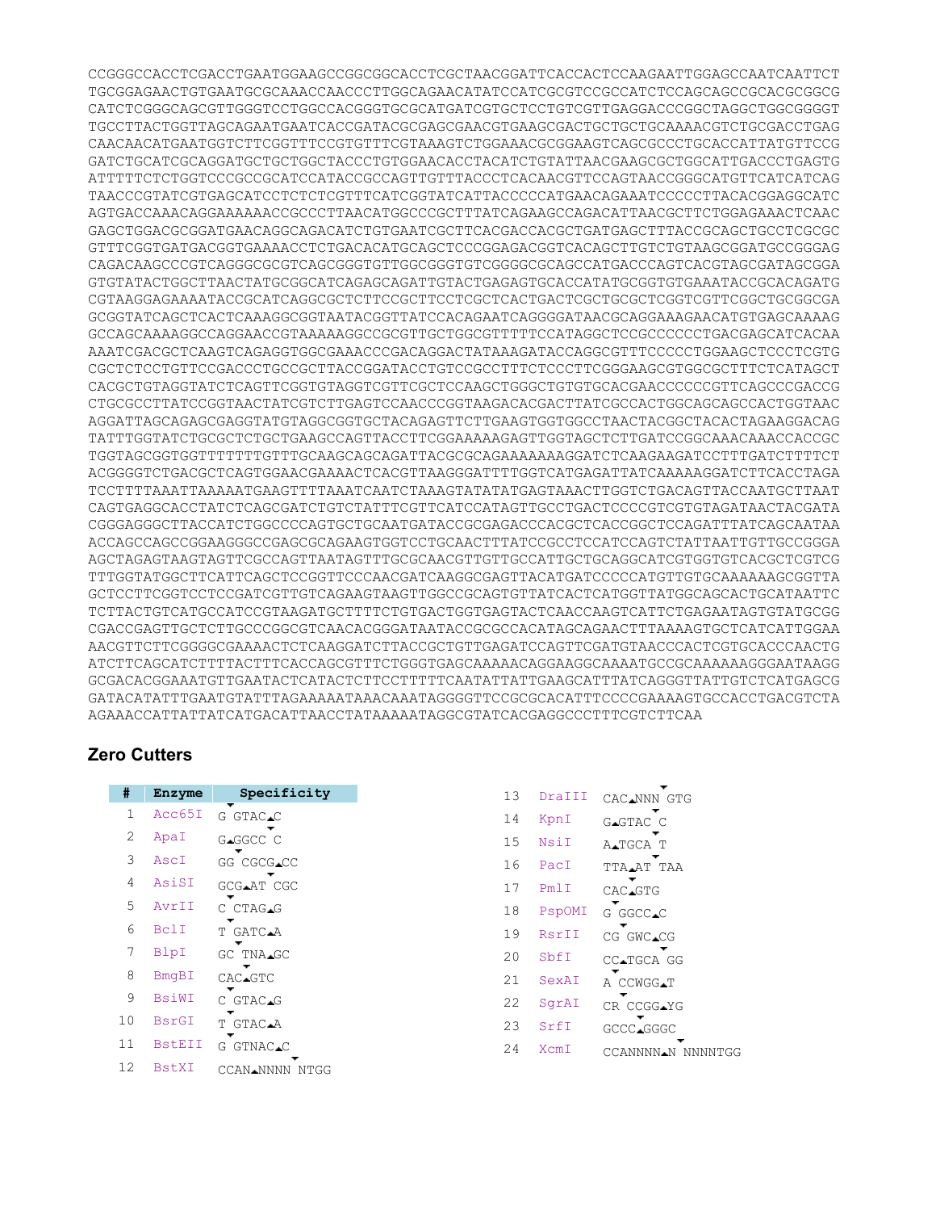```
CCGGGCCACCTCGACCTGAATGGAAGCCGGCGGCACCTCGCTAACGGATTCACCACTCCAAGAATTGGAGCCAATCAATTCT
TGCGGAGAACTGTGAATGCGCAAACCAACCCTTGGCAGAACATATCCATCGCGTCCGCCATCTCCAGCAGCCGCACGCGGCG
CATCTCGGGCAGCGTTGGGTCCTGGCCACGGGTGCGCATGATCGTGCTCCTGTCGTTGAGGACCCGGCTAGGCTGGCGGGGT
TGCCTTACTGGTTAGCAGAATGAATCACCGATACGCGAGCGAACGTGAAGCGACTGCTGCTGCAAAACGTCTGCGACCTGAG
CAACAACATGAATGGTCTTCGGTTTCCGTGTTTCGTAAAGTCTGGAAACGCGGAAGTCAGCGCCCTGCACCATTATGTTCCG
GATCTGCATCGCAGGATGCTGCTGGCTACCCTGTGGAACACCTACATCTGTATTAACGAAGCGCTGGCATTGACCCTGAGTG
ATTTTTCTCTGGTCCCGCCGCATCCATACCGCCAGTTGTTTACCCTCACAACGTTCCAGTAACCGGGCATGTTCATCATCAG
TAACCCGTATCGTGAGCATCCTCTCTCGTTTCATCGGTATCATTACCCCCATGAACAGAAATCCCCCTTACACGGAGGCATC
AGTGACCAAACAGGAAAAAACCGCCCTTAACATGGCCCGCTTTATCAGAAGCCAGACATTAACGCTTCTGGAGAAACTCAAC
GAGCTGGACGCGGATGAACAGGCAGACATCTGTGAATCGCTTCACGACCACGCTGATGAGCTTTACCGCAGCTGCCTCGCGC
GTTTCGGTGATGACGGTGAAAACCTCTGACACATGCAGCTCCCGGAGACGGTCACAGCTTGTCTGTAAGCGGATGCCGGGAG
CAGACAAGCCCGTCAGGGCGCGTCAGCGGGTGTTGGCGGGTGTCGGGGCGCAGCCATGACCCAGTCACGTAGCGATAGCGGA
GTGTATACTGGCTTAACTATGCGGCATCAGAGCAGATTGTACTGAGAGTGCACCATATGCGGTGTGAAATACCGCACAGATG
CGTAAGGAGAAAATACCGCATCAGGCGCTCTTCCGCTTCCTCGCTCACTGACTCGCTGCGCTCGGTCGTTCGGCTGCGGCGA
GCGGTATCAGCTCACTCAAAGGCGGTAATACGGTTATCCACAGAATCAGGGGATAACGCAGGAAAGAACATGTGAGCAAAAG
GCCAGCAAAAGGCCAGGAACCGTAAAAAGGCCGCGTTGCTGGCGTTTTTCCATAGGCTCCGCCCCCCTGACGAGCATCACAA
AAATCGACGCTCAAGTCAGAGGTGGCGAAACCCGACAGGACTATAAAGATACCAGGCGTTTCCCCCTGGAAGCTCCCTCGTG
CGCTCTCCTGTTCCGACCCTGCCGCTTACCGGATACCTGTCCGCCTTTCTCCCTTCGGGAAGCGTGGCGCTTTCTCATAGCT
CACGCTGTAGGTATCTCAGTTCGGTGTAGGTCGTTCGCTCCAAGCTGGGCTGTGTGCACGAACCCCCCGTTCAGCCCGACCG
CTGCGCCTTATCCGGTAACTATCGTCTTGAGTCCAACCCGGTAAGACACGACTTATCGCCACTGGCAGCAGCCACTGGTAAC
AGGATTAGCAGAGCGAGGTATGTAGGCGGTGCTACAGAGTTCTTGAAGTGGTGGCCTAACTACGGCTACACTAGAAGGACAG
TATTTGGTATCTGCGCTCTGCTGAAGCCAGTTACCTTCGGAAAAAGAGTTGGTAGCTCTTGATCCGGCAAACAAACCACCGC
TGGTAGCGGTGGTTTTTTTGTTTGCAAGCAGCAGATTACGCGCAGAAAAAAAGGATCTCAAGAAGATCCTTTGATCTTTTCT
ACGGGGTCTGACGCTCAGTGGAACGAAAACTCACGTTAAGGGATTTTGGTCATGAGATTATCAAAAAGGATCTTCACCTAGA
TCCTTTTAAATTAAAAATGAAGTTTTAAATCAATCTAAAGTATATATGAGTAAACTTGGTCTGACAGTTACCAATGCTTAAT
CAGTGAGGCACCTATCTCAGCGATCTGTCTATTTCGTTCATCCATAGTTGCCTGACTCCCCGTCGTGTAGATAACTACGATA
CGGGAGGGCTTACCATCTGGCCCCAGTGCTGCAATGATACCGCGAGACCCACGCTCACCGGCTCCAGATTTATCAGCAATAA
ACCAGCCAGCCGGAAGGGCCGAGCGCAGAAGTGGTCCTGCAACTTTATCCGCCTCCATCCAGTCTATTAATTGTTGCCGGGA
AGCTAGAGTAAGTAGTTCGCCAGTTAATAGTTTGCGCAACGTTGTTGCCATTGCTGCAGGCATCGTGGTGTCACGCTCGTCG
TTTGGTATGGCTTCATTCAGCTCCGGTTCCCAACGATCAAGGCGAGTTACATGATCCCCCATGTTGTGCAAAAAAGCGGTTA
GCTCCTTCGGTCCTCCGATCGTTGTCAGAAGTAAGTTGGCCGCAGTGTTATCACTCATGGTTATGGCAGCACTGCATAATTC
TCTTACTGTCATGCCATCCGTAAGATGCTTTTCTGTGACTGGTGAGTACTCAACCAAGTCATTCTGAGAATAGTGTATGCGG
CGACCGAGTTGCTCTTGCCCGGCGTCAACACGGGATAATACCGCGCCACATAGCAGAACTTTAAAAGTGCTCATCATTGGAA
AACGTTCTTCGGGGCGAAAACTCTCAAGGATCTTACCGCTGTTGAGATCCAGTTCGATGTAACCCACTCGTGCACCCAACTG
ATCTTCAGCATCTTTTACTTTCACCAGCGTTTCTGGGTGAGCAAAAACAGGAAGGCAAAATGCCGCAAAAAAGGGAATAAGG
GCGACACGGAAATGTTGAATACTCATACTCTTCCTTTTTCAATATTATTGAAGCATTTATCAGGGTTATTGTCTCATGAGCG
GATACATATTTGAATGTATTTAGAAAAATAAACAAATAGGGGTTCCGCGCACATTTCCCCGAAAAGTGCCACCTGACGTCTA
AGAAACCATTATTATCATGACATTAACCTATAAAAATAGGCGTATCACGAGGCCCTTTCGTCTTCAA
```

## Zero Cutters

| # | Enzyme | Specificity |
|---|---|---|
| 1 | Acc65I | G GTAC C |
| 2 | ApaI | G GGCC C |
| 3 | AscI | GG CGCG CC |
| 4 | AsiSI | GCG AT CGC |
| 5 | AvrII | C CTAG G |
| 6 | BclI | T GATC A |
| 7 | BlpI | GC TNA GC |
| 8 | BmgBI | CAC GTC |
| 9 | BsiWI | C GTAC G |
| 10 | BsrGI | T GTAC A |
| 11 | BstEII | G GTNAC C |
| 12 | BstXI | CCAN NNNN NTGG |
| 13 | DraIII | CAC NNN GTG |
| 14 | KpnI | G GTAC C |
| 15 | NsiI | A TGCA T |
| 16 | PacI | TTA AT TAA |
| 17 | PmlI | CAC GTG |
| 18 | PspOMI | G GGCC C |
| 19 | RsrII | CG GWC CG |
| 20 | SbfI | CC TGCA GG |
| 21 | SexAI | A CCWGG T |
| 22 | SgrAI | CR CCGG YG |
| 23 | SrfI | GCCC GGGC |
| 24 | XcmI | CCANNNNN NNNNTGG |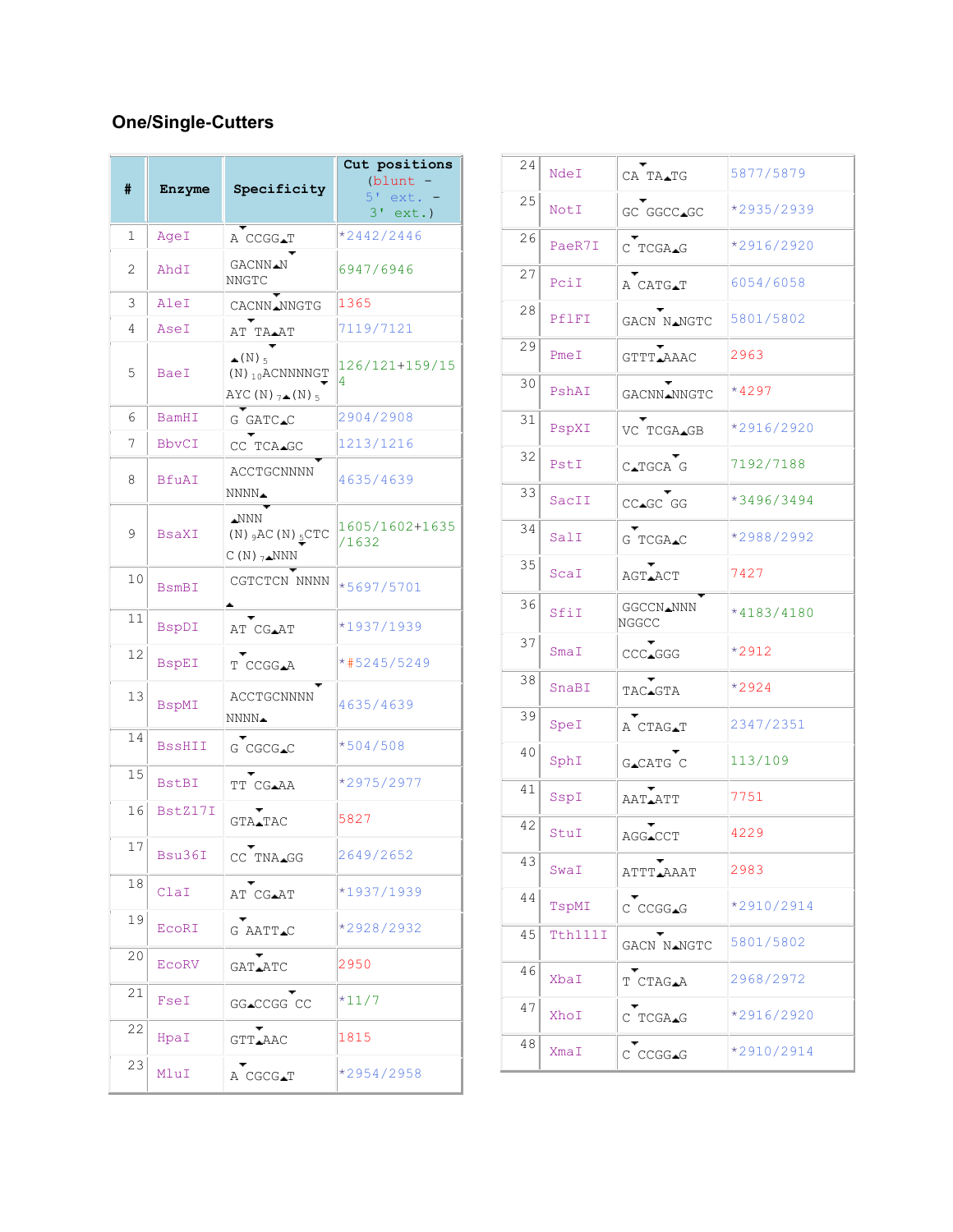## One/Single-Cutters

| # | Enzyme | Specificity | Cut positions (blunt - 5' ext. - 3' ext.) |
|---|---|---|---|
| 1 | AgeI | A CCGG T | *2442/2446 |
| 2 | AhdI | GACNN N NNGTC | 6947/6946 |
| 3 | AleI | CACNN NNGTG | 1365 |
| 4 | AseI | AT TA AT | 7119/7121 |
| 5 | BaeI | (N)5 (N)10ACNNNNGT AYC(N)7 (N)5 | 126/121+159/154 |
| 6 | BamHI | G GATC C | 2904/2908 |
| 7 | BbvCI | CC TCA GC | 1213/1216 |
| 8 | BfuAI | ACCTGCNNNN NNNN | 4635/4639 |
| 9 | BsaXI | NNN (N)9AC(N)5CTC C(N)7 NNN | 1605/1602+1635/1632 |
| 10 | BsmBI | CGTCTCN NNNN | *5697/5701 |
| 11 | BspDI | AT CG AT | *1937/1939 |
| 12 | BspEI | T CCGG A | *#5245/5249 |
| 13 | BspMI | ACCTGCNNNN NNNN | 4635/4639 |
| 14 | BssHII | G CGCG C | *504/508 |
| 15 | BstBI | TT CG AA | *2975/2977 |
| 16 | BstZ17I | GTA TAC | 5827 |
| 17 | Bsu36I | CC TNA GG | 2649/2652 |
| 18 | ClaI | AT CG AT | *1937/1939 |
| 19 | EcoRI | G AATT C | *2928/2932 |
| 20 | EcoRV | GAT ATC | 2950 |
| 21 | FseI | GG CCGG CC | *11/7 |
| 22 | HpaI | GTT AAC | 1815 |
| 23 | MluI | A CGCG T | *2954/2958 |
| 24 | NdeI | CA TA TG | 5877/5879 |
| 25 | NotI | GC GGCC GC | *2935/2939 |
| 26 | PaeR7I | C TCGA G | *2916/2920 |
| 27 | PciI | A CATG T | 6054/6058 |
| 28 | PflFI | GACN N NGTC | 5801/5802 |
| 29 | PmeI | GTTT AAAC | 2963 |
| 30 | PshAI | GACNN NNGTC | *4297 |
| 31 | PspXI | VC TCGA GB | *2916/2920 |
| 32 | PstI | C TGCA G | 7192/7188 |
| 33 | SacII | CC GC GG | *3496/3494 |
| 34 | SalI | G TCGA C | *2988/2992 |
| 35 | ScaI | AGT ACT | 7427 |
| 36 | SfiI | GGCCN NNN NGGCC | *4183/4180 |
| 37 | SmaI | CCC GGG | *2912 |
| 38 | SnaBI | TAC GTA | *2924 |
| 39 | SpeI | A CTAG T | 2347/2351 |
| 40 | SphI | G CATG C | 113/109 |
| 41 | SspI | AAT ATT | 7751 |
| 42 | StuI | AGG CCT | 4229 |
| 43 | SwaI | ATTT AAAT | 2983 |
| 44 | TspMI | C CCGG G | *2910/2914 |
| 45 | Tth111I | GACN N NGTC | 5801/5802 |
| 46 | XbaI | T CTAG A | 2968/2972 |
| 47 | XhoI | C TCGA G | *2916/2920 |
| 48 | XmaI | C CCGG G | *2910/2914 |